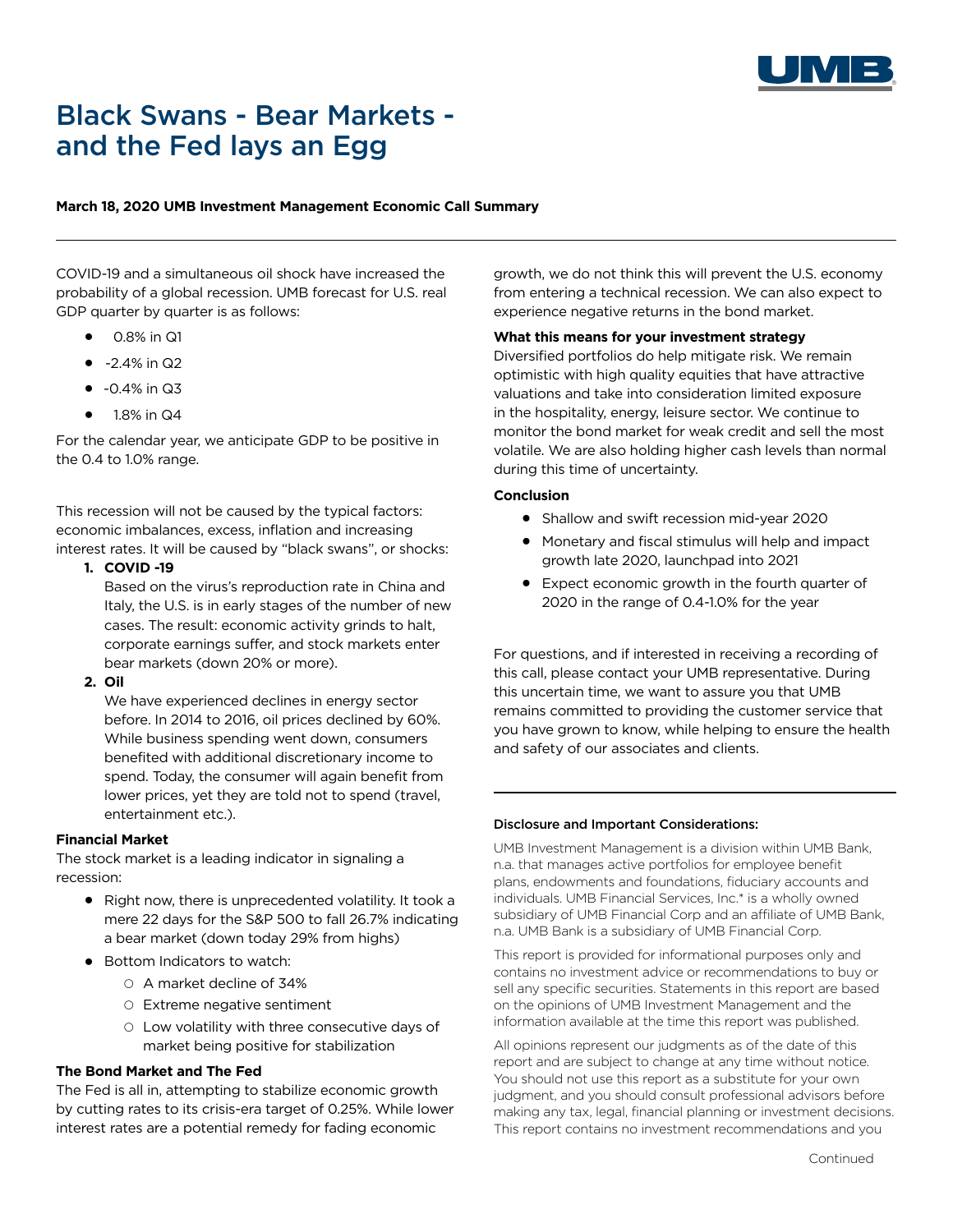# Black Swans - Bear Markets - and the Fed lays an Egg

**March 18, 2020 UMB Investment Management Economic Call Summary**

---

COVID-19 and a simultaneous oil shock have increased the probability of a global recession. UMB forecast for U.S. real GDP quarter by quarter is as follows:

- 0.8% in Q1
- -2.4% in Q2
- -0.4% in Q3
- 1.8% in Q4

For the calendar year, we anticipate GDP to be positive in the 0.4 to 1.0% range.

This recession will not be caused by the typical factors: economic imbalances, excess, inflation and increasing interest rates. It will be caused by "black swans", or shocks:

1. **COVID -19**

   Based on the virus's reproduction rate in China and Italy, the U.S. is in early stages of the number of new cases. The result: economic activity grinds to halt, corporate earnings suffer, and stock markets enter bear markets (down 20% or more).

2. **Oil**

   We have experienced declines in energy sector before. In 2014 to 2016, oil prices declined by 60%. While business spending went down, consumers benefited with additional discretionary income to spend. Today, the consumer will again benefit from lower prices, yet they are told not to spend (travel, entertainment etc.).

**Financial Market**

The stock market is a leading indicator in signaling a recession:

- Right now, there is unprecedented volatility. It took a mere 22 days for the S&P 500 to fall 26.7% indicating a bear market (down today 29% from highs)
- Bottom Indicators to watch:
  - A market decline of 34%
  - Extreme negative sentiment
  - Low volatility with three consecutive days of market being positive for stabilization

**The Bond Market and The Fed**

The Fed is all in, attempting to stabilize economic growth by cutting rates to its crisis-era target of 0.25%. While lower interest rates are a potential remedy for fading economic growth, we do not think this will prevent the U.S. economy from entering a technical recession. We can also expect to experience negative returns in the bond market.

**What this means for your investment strategy**

Diversified portfolios do help mitigate risk. We remain optimistic with high quality equities that have attractive valuations and take into consideration limited exposure in the hospitality, energy, leisure sector. We continue to monitor the bond market for weak credit and sell the most volatile. We are also holding higher cash levels than normal during this time of uncertainty.

**Conclusion**

- Shallow and swift recession mid-year 2020
- Monetary and fiscal stimulus will help and impact growth late 2020, launchpad into 2021
- Expect economic growth in the fourth quarter of 2020 in the range of 0.4-1.0% for the year

For questions, and if interested in receiving a recording of this call, please contact your UMB representative. During this uncertain time, we want to assure you that UMB remains committed to providing the customer service that you have grown to know, while helping to ensure the health and safety of our associates and clients.

---

**Disclosure and Important Considerations:**

UMB Investment Management is a division within UMB Bank, n.a. that manages active portfolios for employee benefit plans, endowments and foundations, fiduciary accounts and individuals. UMB Financial Services, Inc.* is a wholly owned subsidiary of UMB Financial Corp and an affiliate of UMB Bank, n.a. UMB Bank is a subsidiary of UMB Financial Corp.

This report is provided for informational purposes only and contains no investment advice or recommendations to buy or sell any specific securities. Statements in this report are based on the opinions of UMB Investment Management and the information available at the time this report was published.

All opinions represent our judgments as of the date of this report and are subject to change at any time without notice. You should not use this report as a substitute for your own judgment, and you should consult professional advisors before making any tax, legal, financial planning or investment decisions. This report contains no investment recommendations and you

Continued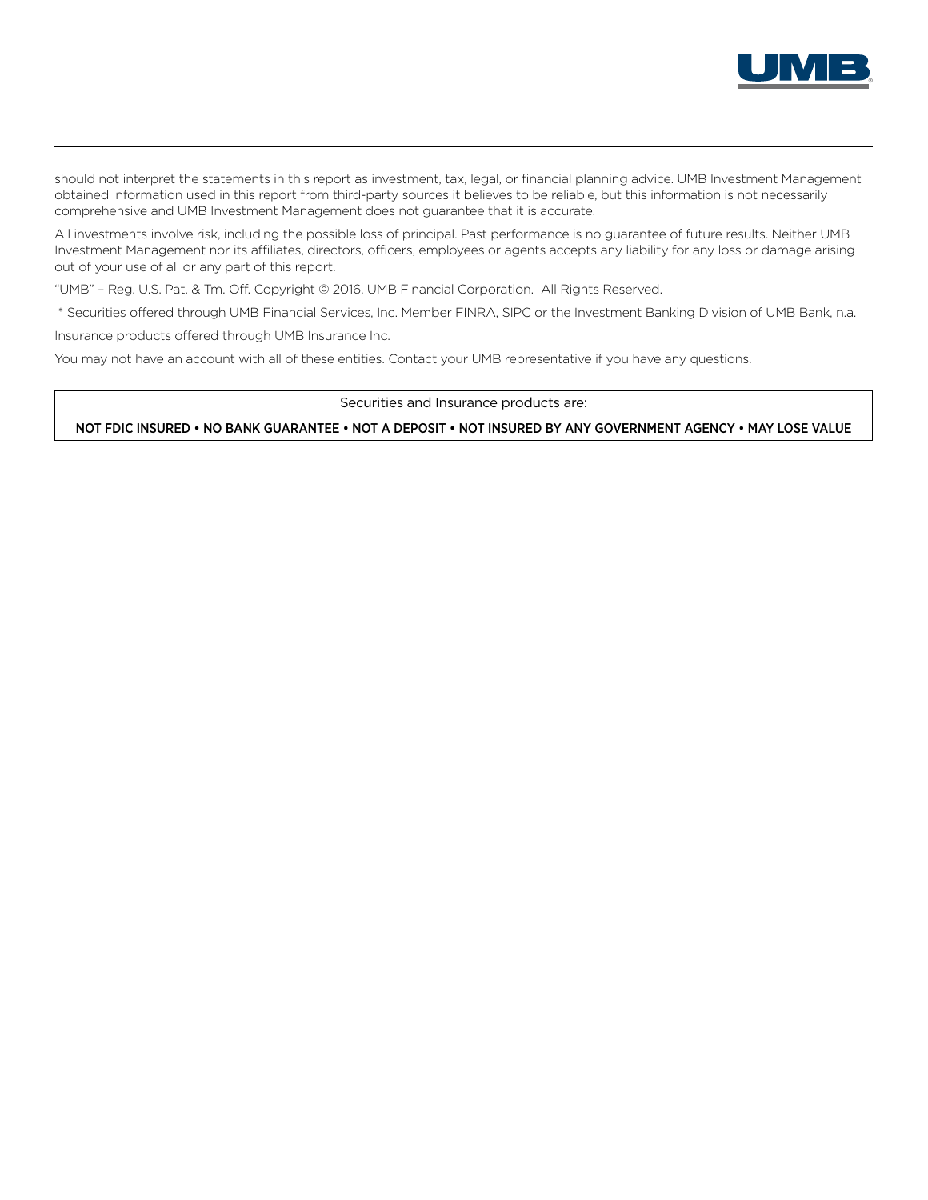should not interpret the statements in this report as investment, tax, legal, or financial planning advice. UMB Investment Management obtained information used in this report from third-party sources it believes to be reliable, but this information is not necessarily comprehensive and UMB Investment Management does not guarantee that it is accurate.

All investments involve risk, including the possible loss of principal. Past performance is no guarantee of future results. Neither UMB Investment Management nor its affiliates, directors, officers, employees or agents accepts any liability for any loss or damage arising out of your use of all or any part of this report.

"UMB" – Reg. U.S. Pat. & Tm. Off. Copyright © 2016. UMB Financial Corporation. All Rights Reserved.

* Securities offered through UMB Financial Services, Inc. Member FINRA, SIPC or the Investment Banking Division of UMB Bank, n.a.

Insurance products offered through UMB Insurance Inc.

You may not have an account with all of these entities. Contact your UMB representative if you have any questions.

Securities and Insurance products are:

NOT FDIC INSURED • NO BANK GUARANTEE • NOT A DEPOSIT • NOT INSURED BY ANY GOVERNMENT AGENCY • MAY LOSE VALUE